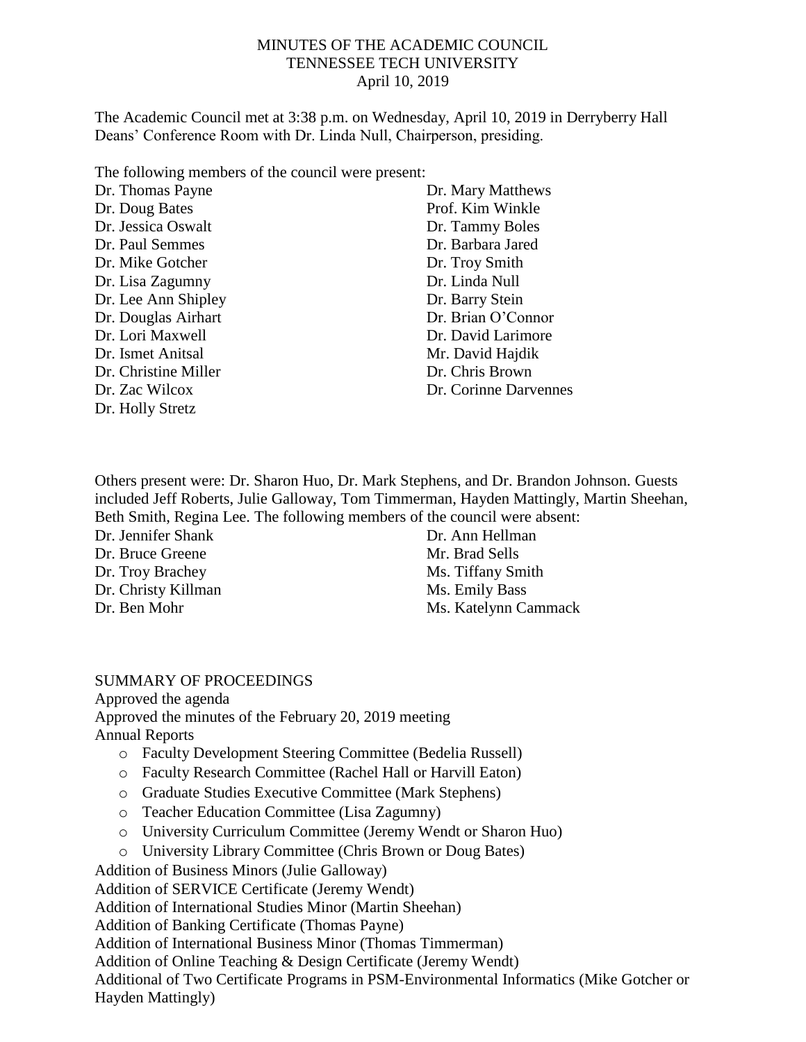# MINUTES OF THE ACADEMIC COUNCIL
## TENNESSEE TECH UNIVERSITY
### April 10, 2019

The Academic Council met at 3:38 p.m. on Wednesday, April 10, 2019 in Derryberry Hall Deans' Conference Room with Dr. Linda Null, Chairperson, presiding.

The following members of the council were present:

Dr. Thomas Payne
Dr. Doug Bates
Dr. Jessica Oswalt
Dr. Paul Semmes
Dr. Mike Gotcher
Dr. Lisa Zagumny
Dr. Lee Ann Shipley
Dr. Douglas Airhart
Dr. Lori Maxwell
Dr. Ismet Anitsal
Dr. Christine Miller
Dr. Zac Wilcox
Dr. Holly Stretz
Dr. Mary Matthews
Prof. Kim Winkle
Dr. Tammy Boles
Dr. Barbara Jared
Dr. Troy Smith
Dr. Linda Null
Dr. Barry Stein
Dr. Brian O'Connor
Dr. David Larimore
Mr. David Hajdik
Dr. Chris Brown
Dr. Corinne Darvennes

Others present were: Dr. Sharon Huo, Dr. Mark Stephens, and Dr. Brandon Johnson. Guests included Jeff Roberts, Julie Galloway, Tom Timmerman, Hayden Mattingly, Martin Sheehan, Beth Smith, Regina Lee. The following members of the council were absent:

Dr. Jennifer Shank
Dr. Bruce Greene
Dr. Troy Brachey
Dr. Christy Killman
Dr. Ben Mohr
Dr. Ann Hellman
Mr. Brad Sells
Ms. Tiffany Smith
Ms. Emily Bass
Ms. Katelynn Cammack

SUMMARY OF PROCEEDINGS

Approved the agenda

Approved the minutes of the February 20, 2019 meeting

Annual Reports

- Faculty Development Steering Committee (Bedelia Russell)
- Faculty Research Committee (Rachel Hall or Harvill Eaton)
- Graduate Studies Executive Committee (Mark Stephens)
- Teacher Education Committee (Lisa Zagumny)
- University Curriculum Committee (Jeremy Wendt or Sharon Huo)
- University Library Committee (Chris Brown or Doug Bates)

Addition of Business Minors (Julie Galloway)

Addition of SERVICE Certificate (Jeremy Wendt)

Addition of International Studies Minor (Martin Sheehan)

Addition of Banking Certificate (Thomas Payne)

Addition of International Business Minor (Thomas Timmerman)

Addition of Online Teaching & Design Certificate (Jeremy Wendt)

Additional of Two Certificate Programs in PSM-Environmental Informatics (Mike Gotcher or Hayden Mattingly)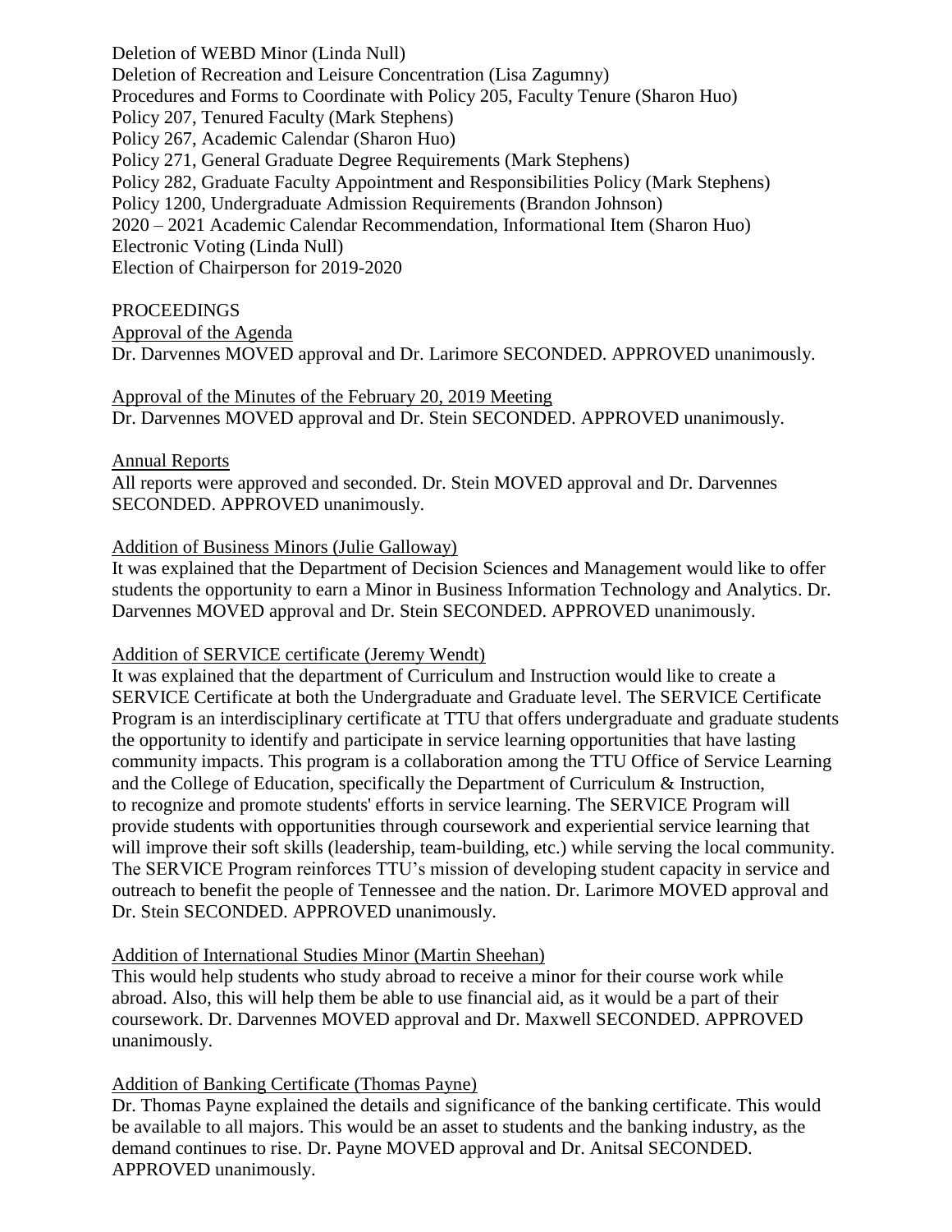Deletion of WEBD Minor (Linda Null)
Deletion of Recreation and Leisure Concentration (Lisa Zagumny)
Procedures and Forms to Coordinate with Policy 205, Faculty Tenure (Sharon Huo)
Policy 207, Tenured Faculty (Mark Stephens)
Policy 267, Academic Calendar (Sharon Huo)
Policy 271, General Graduate Degree Requirements (Mark Stephens)
Policy 282, Graduate Faculty Appointment and Responsibilities Policy (Mark Stephens)
Policy 1200, Undergraduate Admission Requirements (Brandon Johnson)
2020 – 2021 Academic Calendar Recommendation, Informational Item (Sharon Huo)
Electronic Voting (Linda Null)
Election of Chairperson for 2019-2020

PROCEEDINGS

Approval of the Agenda

Dr. Darvennes MOVED approval and Dr. Larimore SECONDED. APPROVED unanimously.

Approval of the Minutes of the February 20, 2019 Meeting

Dr. Darvennes MOVED approval and Dr. Stein SECONDED. APPROVED unanimously.

Annual Reports

All reports were approved and seconded. Dr. Stein MOVED approval and Dr. Darvennes SECONDED. APPROVED unanimously.

Addition of Business Minors (Julie Galloway)

It was explained that the Department of Decision Sciences and Management would like to offer students the opportunity to earn a Minor in Business Information Technology and Analytics. Dr. Darvennes MOVED approval and Dr. Stein SECONDED. APPROVED unanimously.

Addition of SERVICE certificate (Jeremy Wendt)

It was explained that the department of Curriculum and Instruction would like to create a SERVICE Certificate at both the Undergraduate and Graduate level. The SERVICE Certificate Program is an interdisciplinary certificate at TTU that offers undergraduate and graduate students the opportunity to identify and participate in service learning opportunities that have lasting community impacts. This program is a collaboration among the TTU Office of Service Learning and the College of Education, specifically the Department of Curriculum & Instruction, to recognize and promote students' efforts in service learning. The SERVICE Program will provide students with opportunities through coursework and experiential service learning that will improve their soft skills (leadership, team-building, etc.) while serving the local community. The SERVICE Program reinforces TTU's mission of developing student capacity in service and outreach to benefit the people of Tennessee and the nation. Dr. Larimore MOVED approval and Dr. Stein SECONDED. APPROVED unanimously.

Addition of International Studies Minor (Martin Sheehan)

This would help students who study abroad to receive a minor for their course work while abroad. Also, this will help them be able to use financial aid, as it would be a part of their coursework. Dr. Darvennes MOVED approval and Dr. Maxwell SECONDED. APPROVED unanimously.

Addition of Banking Certificate (Thomas Payne)

Dr. Thomas Payne explained the details and significance of the banking certificate. This would be available to all majors. This would be an asset to students and the banking industry, as the demand continues to rise. Dr. Payne MOVED approval and Dr. Anitsal SECONDED. APPROVED unanimously.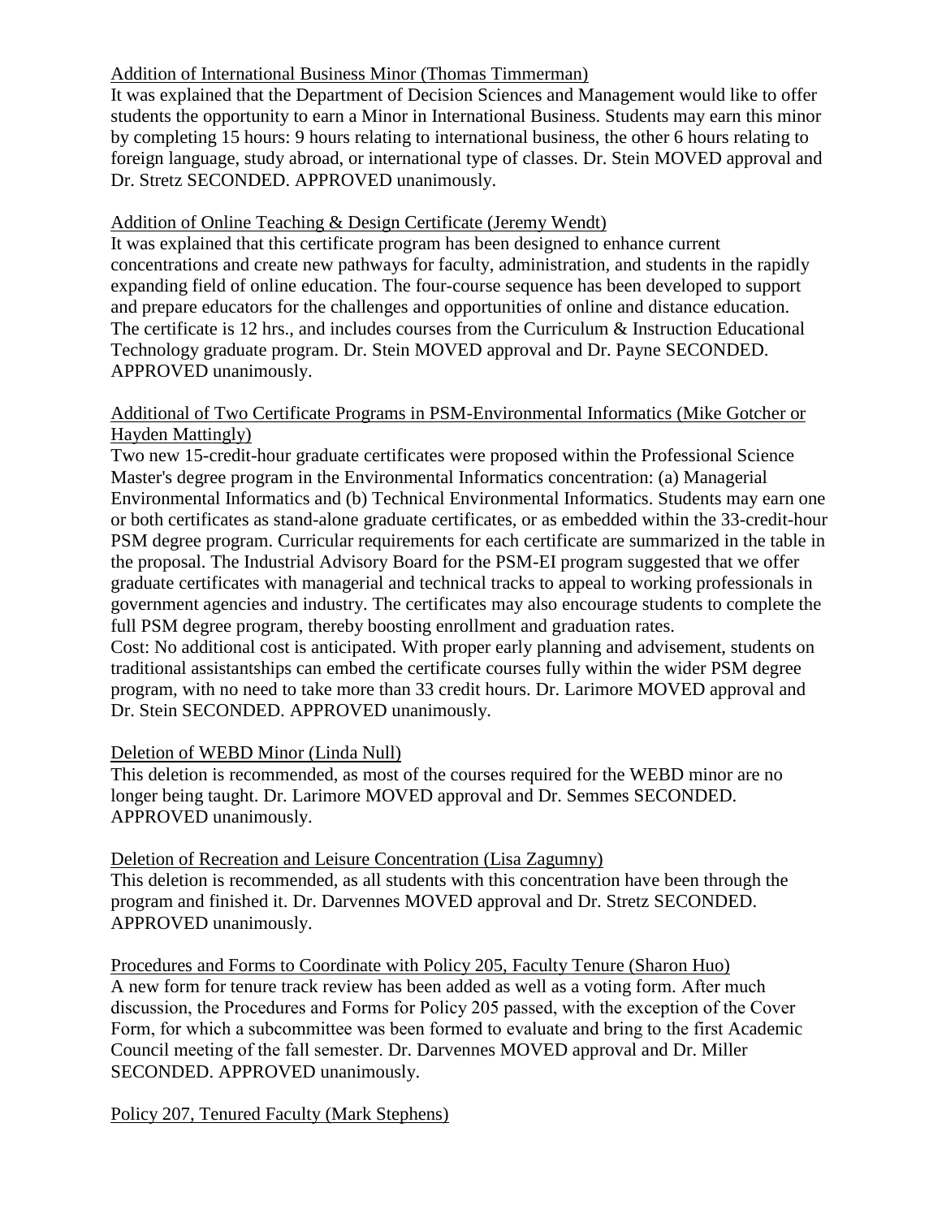<u>Addition of International Business Minor (Thomas Timmerman)</u>

It was explained that the Department of Decision Sciences and Management would like to offer students the opportunity to earn a Minor in International Business. Students may earn this minor by completing 15 hours: 9 hours relating to international business, the other 6 hours relating to foreign language, study abroad, or international type of classes. Dr. Stein MOVED approval and Dr. Stretz SECONDED. APPROVED unanimously.

<u>Addition of Online Teaching & Design Certificate (Jeremy Wendt)</u>

It was explained that this certificate program has been designed to enhance current concentrations and create new pathways for faculty, administration, and students in the rapidly expanding field of online education. The four-course sequence has been developed to support and prepare educators for the challenges and opportunities of online and distance education. The certificate is 12 hrs., and includes courses from the Curriculum & Instruction Educational Technology graduate program. Dr. Stein MOVED approval and Dr. Payne SECONDED. APPROVED unanimously.

<u>Additional of Two Certificate Programs in PSM-Environmental Informatics (Mike Gotcher or Hayden Mattingly)</u>

Two new 15-credit-hour graduate certificates were proposed within the Professional Science Master's degree program in the Environmental Informatics concentration: (a) Managerial Environmental Informatics and (b) Technical Environmental Informatics. Students may earn one or both certificates as stand-alone graduate certificates, or as embedded within the 33-credit-hour PSM degree program. Curricular requirements for each certificate are summarized in the table in the proposal. The Industrial Advisory Board for the PSM-EI program suggested that we offer graduate certificates with managerial and technical tracks to appeal to working professionals in government agencies and industry. The certificates may also encourage students to complete the full PSM degree program, thereby boosting enrollment and graduation rates.
Cost: No additional cost is anticipated. With proper early planning and advisement, students on traditional assistantships can embed the certificate courses fully within the wider PSM degree program, with no need to take more than 33 credit hours. Dr. Larimore MOVED approval and Dr. Stein SECONDED. APPROVED unanimously.

<u>Deletion of WEBD Minor (Linda Null)</u>

This deletion is recommended, as most of the courses required for the WEBD minor are no longer being taught. Dr. Larimore MOVED approval and Dr. Semmes SECONDED. APPROVED unanimously.

<u>Deletion of Recreation and Leisure Concentration (Lisa Zagumny)</u>

This deletion is recommended, as all students with this concentration have been through the program and finished it. Dr. Darvennes MOVED approval and Dr. Stretz SECONDED. APPROVED unanimously.

<u>Procedures and Forms to Coordinate with Policy 205, Faculty Tenure (Sharon Huo)</u>

A new form for tenure track review has been added as well as a voting form. After much discussion, the Procedures and Forms for Policy 205 passed, with the exception of the Cover Form, for which a subcommittee was been formed to evaluate and bring to the first Academic Council meeting of the fall semester. Dr. Darvennes MOVED approval and Dr. Miller SECONDED. APPROVED unanimously.

<u>Policy 207, Tenured Faculty (Mark Stephens)</u>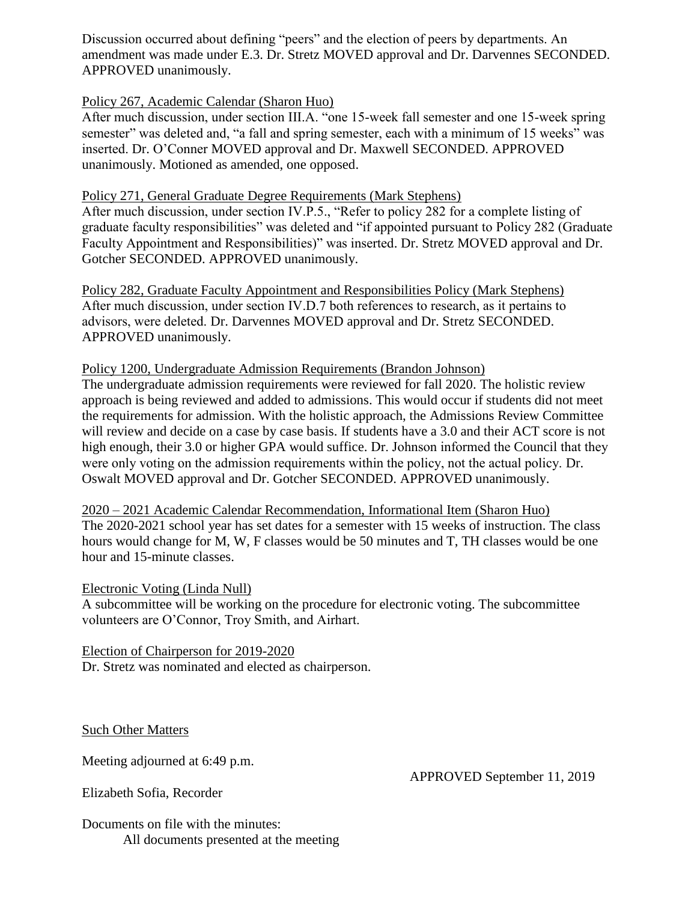Discussion occurred about defining "peers" and the election of peers by departments. An amendment was made under E.3. Dr. Stretz MOVED approval and Dr. Darvennes SECONDED. APPROVED unanimously.

Policy 267, Academic Calendar (Sharon Huo)

After much discussion, under section III.A. "one 15-week fall semester and one 15-week spring semester" was deleted and, "a fall and spring semester, each with a minimum of 15 weeks" was inserted. Dr. O'Conner MOVED approval and Dr. Maxwell SECONDED. APPROVED unanimously. Motioned as amended, one opposed.

Policy 271, General Graduate Degree Requirements (Mark Stephens)

After much discussion, under section IV.P.5., "Refer to policy 282 for a complete listing of graduate faculty responsibilities" was deleted and "if appointed pursuant to Policy 282 (Graduate Faculty Appointment and Responsibilities)" was inserted. Dr. Stretz MOVED approval and Dr. Gotcher SECONDED. APPROVED unanimously.

Policy 282, Graduate Faculty Appointment and Responsibilities Policy (Mark Stephens)

After much discussion, under section IV.D.7 both references to research, as it pertains to advisors, were deleted. Dr. Darvennes MOVED approval and Dr. Stretz SECONDED. APPROVED unanimously.

Policy 1200, Undergraduate Admission Requirements (Brandon Johnson)

The undergraduate admission requirements were reviewed for fall 2020. The holistic review approach is being reviewed and added to admissions. This would occur if students did not meet the requirements for admission. With the holistic approach, the Admissions Review Committee will review and decide on a case by case basis. If students have a 3.0 and their ACT score is not high enough, their 3.0 or higher GPA would suffice. Dr. Johnson informed the Council that they were only voting on the admission requirements within the policy, not the actual policy. Dr. Oswalt MOVED approval and Dr. Gotcher SECONDED. APPROVED unanimously.

2020 – 2021 Academic Calendar Recommendation, Informational Item (Sharon Huo)

The 2020-2021 school year has set dates for a semester with 15 weeks of instruction. The class hours would change for M, W, F classes would be 50 minutes and T, TH classes would be one hour and 15-minute classes.

Electronic Voting (Linda Null)

A subcommittee will be working on the procedure for electronic voting. The subcommittee volunteers are O'Connor, Troy Smith, and Airhart.

Election of Chairperson for 2019-2020

Dr. Stretz was nominated and elected as chairperson.

Such Other Matters

Meeting adjourned at 6:49 p.m.

APPROVED September 11, 2019

Elizabeth Sofia, Recorder

Documents on file with the minutes:
All documents presented at the meeting